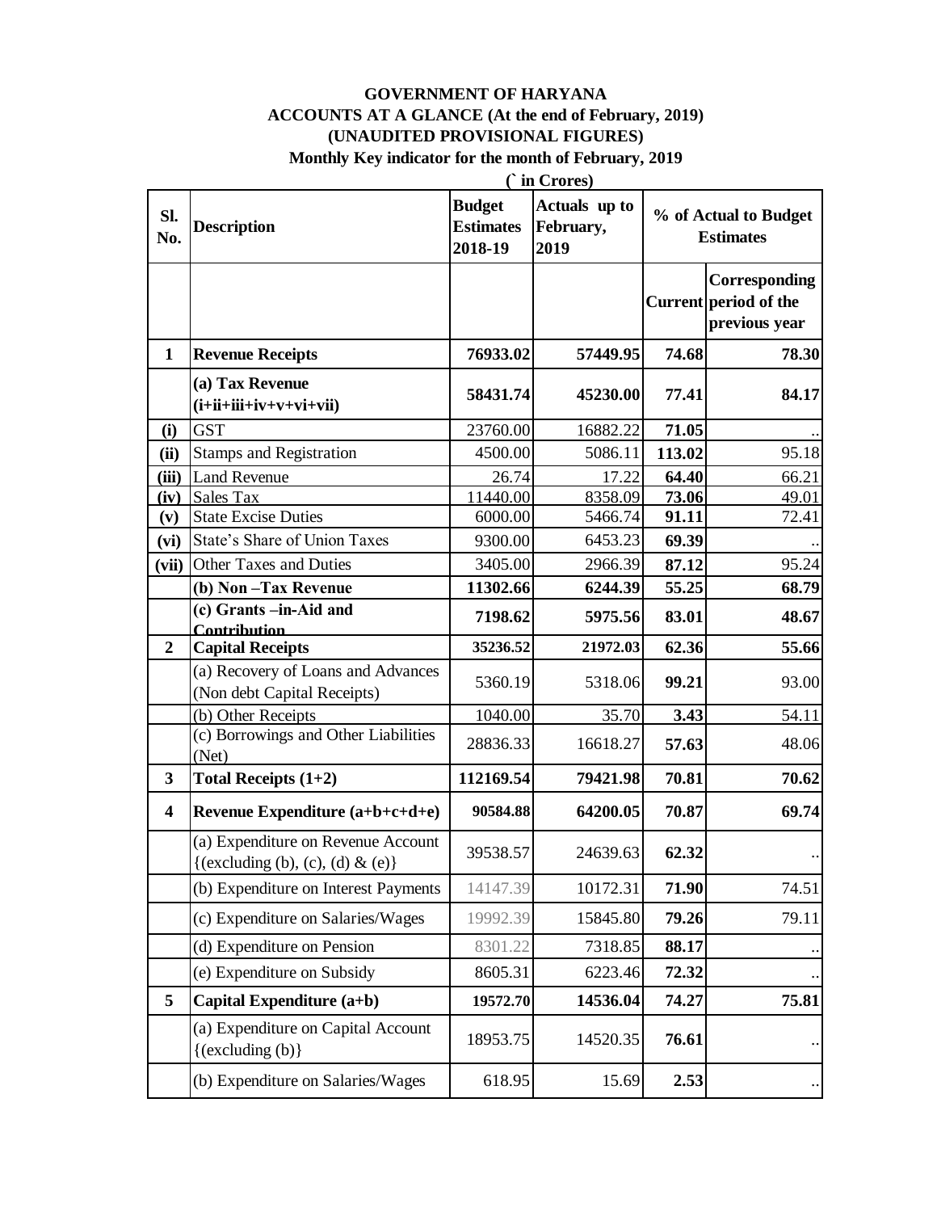# GOVERNMENT OF HARYANA

## ACCOUNTS AT A GLANCE (At the end of February, 2019)

## (UNAUDITED PROVISIONAL FIGURES)

### Monthly Key indicator for the month of February, 2019

(` in Crores)

| Sl. No. | Description | Budget Estimates 2018-19 | Actuals up to February, 2019 | % of Actual to Budget Estimates | |
|---|---|---|---|---|---|
| | | | | Current | Corresponding period of the previous year |
| **1** | **Revenue Receipts** | **76933.02** | **57449.95** | **74.68** | **78.30** |
| | **(a) Tax Revenue (i+ii+iii+iv+v+vi+vii)** | **58431.74** | **45230.00** | **77.41** | **84.17** |
| **(i)** | GST | 23760.00 | 16882.22 | **71.05** | .. |
| **(ii)** | Stamps and Registration | 4500.00 | 5086.11 | **113.02** | 95.18 |
| **(iii)** | Land Revenue | 26.74 | 17.22 | **64.40** | 66.21 |
| **(iv)** | Sales Tax | 11440.00 | 8358.09 | **73.06** | 49.01 |
| **(v)** | State Excise Duties | 6000.00 | 5466.74 | **91.11** | 72.41 |
| **(vi)** | State's Share of Union Taxes | 9300.00 | 6453.23 | **69.39** | .. |
| **(vii)** | Other Taxes and Duties | 3405.00 | 2966.39 | **87.12** | 95.24 |
| | **(b) Non –Tax Revenue** | **11302.66** | **6244.39** | **55.25** | **68.79** |
| | **(c) Grants –in-Aid and Contribution** | **7198.62** | **5975.56** | **83.01** | **48.67** |
| **2** | **Capital Receipts** | **35236.52** | **21972.03** | **62.36** | **55.66** |
| | (a) Recovery of Loans and Advances (Non debt Capital Receipts) | 5360.19 | 5318.06 | **99.21** | 93.00 |
| | (b) Other Receipts | 1040.00 | 35.70 | **3.43** | 54.11 |
| | (c) Borrowings and Other Liabilities (Net) | 28836.33 | 16618.27 | **57.63** | 48.06 |
| **3** | **Total Receipts (1+2)** | **112169.54** | **79421.98** | **70.81** | **70.62** |
| **4** | **Revenue Expenditure (a+b+c+d+e)** | **90584.88** | **64200.05** | **70.87** | **69.74** |
| | (a) Expenditure on Revenue Account {(excluding (b), (c), (d) & (e)} | 39538.57 | 24639.63 | **62.32** | .. |
| | (b) Expenditure on Interest Payments | 14147.39 | 10172.31 | **71.90** | 74.51 |
| | (c) Expenditure on Salaries/Wages | 19992.39 | 15845.80 | **79.26** | 79.11 |
| | (d) Expenditure on Pension | 8301.22 | 7318.85 | **88.17** | .. |
| | (e) Expenditure on Subsidy | 8605.31 | 6223.46 | **72.32** | .. |
| **5** | **Capital Expenditure (a+b)** | **19572.70** | **14536.04** | **74.27** | **75.81** |
| | (a) Expenditure on Capital Account {(excluding (b)} | 18953.75 | 14520.35 | **76.61** | .. |
| | (b) Expenditure on Salaries/Wages | 618.95 | 15.69 | **2.53** | .. |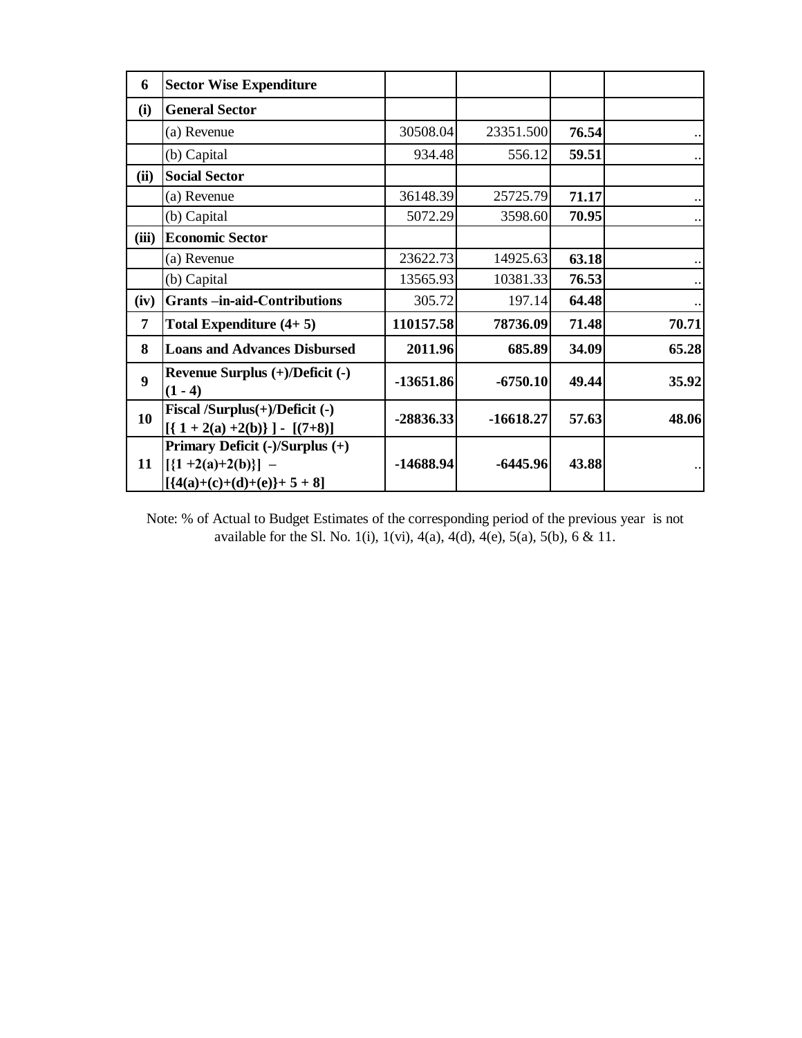| 6 | Sector Wise Expenditure | | | | |
|---|---|---|---|---|---|
| (i) | **General Sector** | | | | |
| | (a) Revenue | 30508.04 | 23351.500 | **76.54** | .. |
| | (b) Capital | 934.48 | 556.12 | **59.51** | .. |
| (ii) | **Social Sector** | | | | |
| | (a) Revenue | 36148.39 | 25725.79 | **71.17** | .. |
| | (b) Capital | 5072.29 | 3598.60 | **70.95** | .. |
| (iii) | **Economic Sector** | | | | |
| | (a) Revenue | 23622.73 | 14925.63 | **63.18** | .. |
| | (b) Capital | 13565.93 | 10381.33 | **76.53** | .. |
| (iv) | **Grants –in-aid-Contributions** | 305.72 | 197.14 | **64.48** | .. |
| **7** | **Total Expenditure (4+ 5)** | **110157.58** | **78736.09** | **71.48** | **70.71** |
| **8** | **Loans and Advances Disbursed** | **2011.96** | **685.89** | **34.09** | **65.28** |
| **9** | **Revenue Surplus (+)/Deficit (-) (1 - 4)** | **-13651.86** | **-6750.10** | **49.44** | **35.92** |
| **10** | **Fiscal /Surplus(+)/Deficit (-) [{ 1 + 2(a) +2(b)} ] - [(7+8)]** | **-28836.33** | **-16618.27** | **57.63** | **48.06** |
| **11** | **Primary Deficit (-)/Surplus (+) [{1 +2(a)+2(b)}] – [{4(a)+(c)+(d)+(e)}+ 5 + 8]** | **-14688.94** | **-6445.96** | **43.88** | .. |

Note: % of Actual to Budget Estimates of the corresponding period of the previous year is not available for the Sl. No. 1(i), 1(vi), 4(a), 4(d), 4(e), 5(a), 5(b), 6 & 11.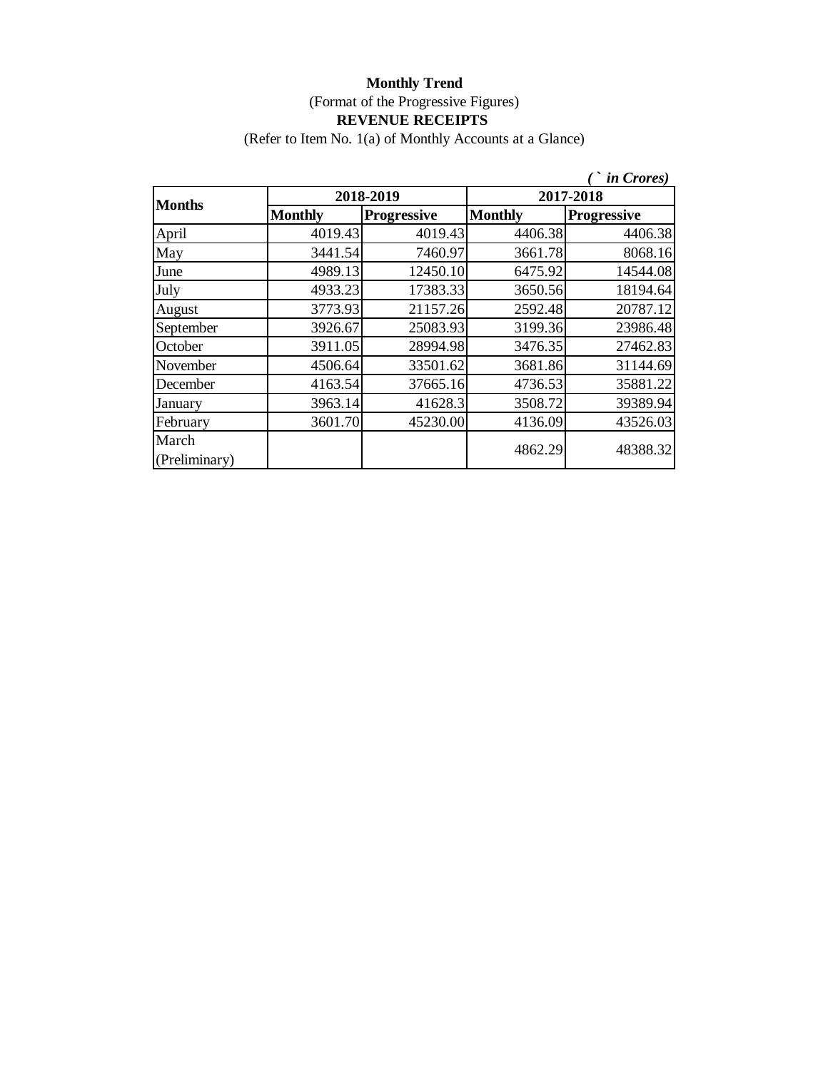**Monthly Trend**

(Format of the Progressive Figures)

**REVENUE RECEIPTS**

(Refer to Item No. 1(a) of Monthly Accounts at a Glance)

*( ` in Crores)*

| Months | 2018-2019 | | 2017-2018 | |
|---|---|---|---|---|
| | **Monthly** | **Progressive** | **Monthly** | **Progressive** |
| April | 4019.43 | 4019.43 | 4406.38 | 4406.38 |
| May | 3441.54 | 7460.97 | 3661.78 | 8068.16 |
| June | 4989.13 | 12450.10 | 6475.92 | 14544.08 |
| July | 4933.23 | 17383.33 | 3650.56 | 18194.64 |
| August | 3773.93 | 21157.26 | 2592.48 | 20787.12 |
| September | 3926.67 | 25083.93 | 3199.36 | 23986.48 |
| October | 3911.05 | 28994.98 | 3476.35 | 27462.83 |
| November | 4506.64 | 33501.62 | 3681.86 | 31144.69 |
| December | 4163.54 | 37665.16 | 4736.53 | 35881.22 |
| January | 3963.14 | 41628.3 | 3508.72 | 39389.94 |
| February | 3601.70 | 45230.00 | 4136.09 | 43526.03 |
| March (Preliminary) | | | 4862.29 | 48388.32 |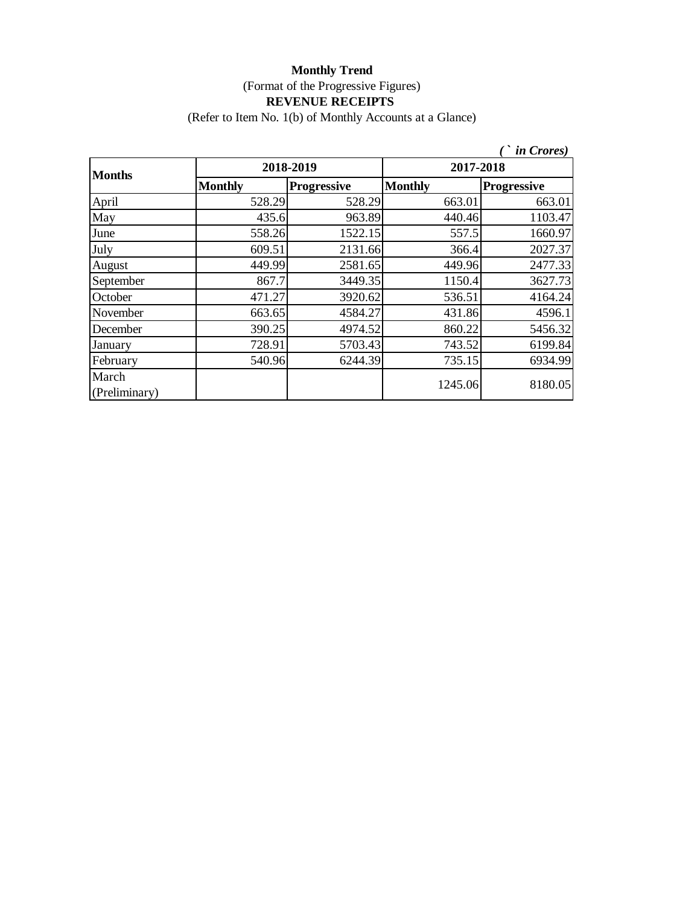**Monthly Trend**

(Format of the Progressive Figures)

**REVENUE RECEIPTS**

(Refer to Item No. 1(b) of Monthly Accounts at a Glance)

*( ` in Crores)*

| Months | 2018-2019 | | 2017-2018 | |
|---|---|---|---|---|
| | **Monthly** | **Progressive** | **Monthly** | **Progressive** |
| April | 528.29 | 528.29 | 663.01 | 663.01 |
| May | 435.6 | 963.89 | 440.46 | 1103.47 |
| June | 558.26 | 1522.15 | 557.5 | 1660.97 |
| July | 609.51 | 2131.66 | 366.4 | 2027.37 |
| August | 449.99 | 2581.65 | 449.96 | 2477.33 |
| September | 867.7 | 3449.35 | 1150.4 | 3627.73 |
| October | 471.27 | 3920.62 | 536.51 | 4164.24 |
| November | 663.65 | 4584.27 | 431.86 | 4596.1 |
| December | 390.25 | 4974.52 | 860.22 | 5456.32 |
| January | 728.91 | 5703.43 | 743.52 | 6199.84 |
| February | 540.96 | 6244.39 | 735.15 | 6934.99 |
| March (Preliminary) | | | 1245.06 | 8180.05 |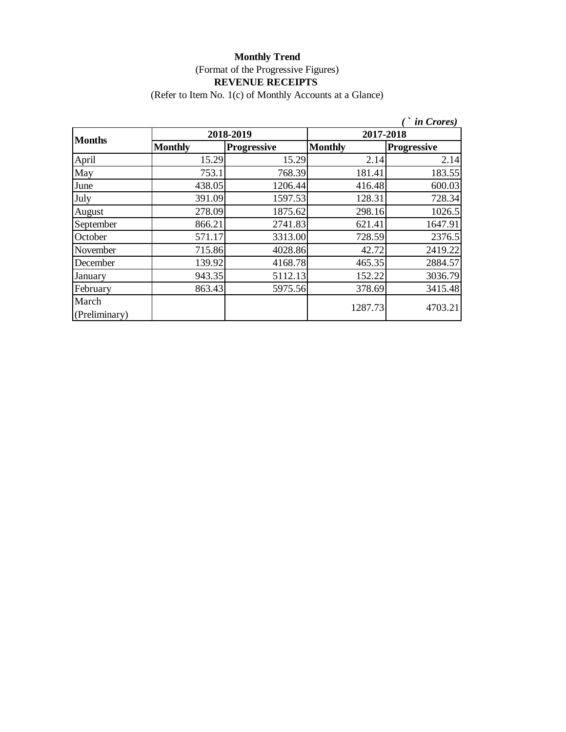**Monthly Trend**

(Format of the Progressive Figures)

**REVENUE RECEIPTS**

(Refer to Item No. 1(c) of Monthly Accounts at a Glance)

*( ` in Crores)*

| Months | 2018-2019 | | 2017-2018 | |
|---|---|---|---|---|
| | **Monthly** | **Progressive** | **Monthly** | **Progressive** |
| April | 15.29 | 15.29 | 2.14 | 2.14 |
| May | 753.1 | 768.39 | 181.41 | 183.55 |
| June | 438.05 | 1206.44 | 416.48 | 600.03 |
| July | 391.09 | 1597.53 | 128.31 | 728.34 |
| August | 278.09 | 1875.62 | 298.16 | 1026.5 |
| September | 866.21 | 2741.83 | 621.41 | 1647.91 |
| October | 571.17 | 3313.00 | 728.59 | 2376.5 |
| November | 715.86 | 4028.86 | 42.72 | 2419.22 |
| December | 139.92 | 4168.78 | 465.35 | 2884.57 |
| January | 943.35 | 5112.13 | 152.22 | 3036.79 |
| February | 863.43 | 5975.56 | 378.69 | 3415.48 |
| March (Preliminary) | | | 1287.73 | 4703.21 |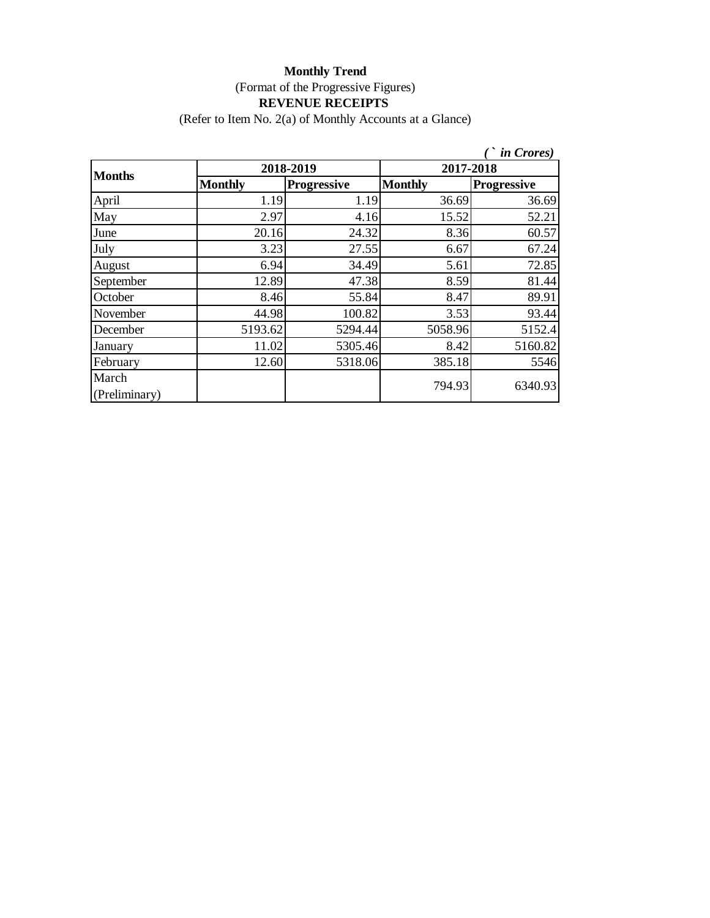**Monthly Trend**

(Format of the Progressive Figures)

**REVENUE RECEIPTS**

(Refer to Item No. 2(a) of Monthly Accounts at a Glance)

*(` in Crores)*

| Months | 2018-2019 | | 2017-2018 | |
|---|---|---|---|---|
| | **Monthly** | **Progressive** | **Monthly** | **Progressive** |
| April | 1.19 | 1.19 | 36.69 | 36.69 |
| May | 2.97 | 4.16 | 15.52 | 52.21 |
| June | 20.16 | 24.32 | 8.36 | 60.57 |
| July | 3.23 | 27.55 | 6.67 | 67.24 |
| August | 6.94 | 34.49 | 5.61 | 72.85 |
| September | 12.89 | 47.38 | 8.59 | 81.44 |
| October | 8.46 | 55.84 | 8.47 | 89.91 |
| November | 44.98 | 100.82 | 3.53 | 93.44 |
| December | 5193.62 | 5294.44 | 5058.96 | 5152.4 |
| January | 11.02 | 5305.46 | 8.42 | 5160.82 |
| February | 12.60 | 5318.06 | 385.18 | 5546 |
| March (Preliminary) | | | 794.93 | 6340.93 |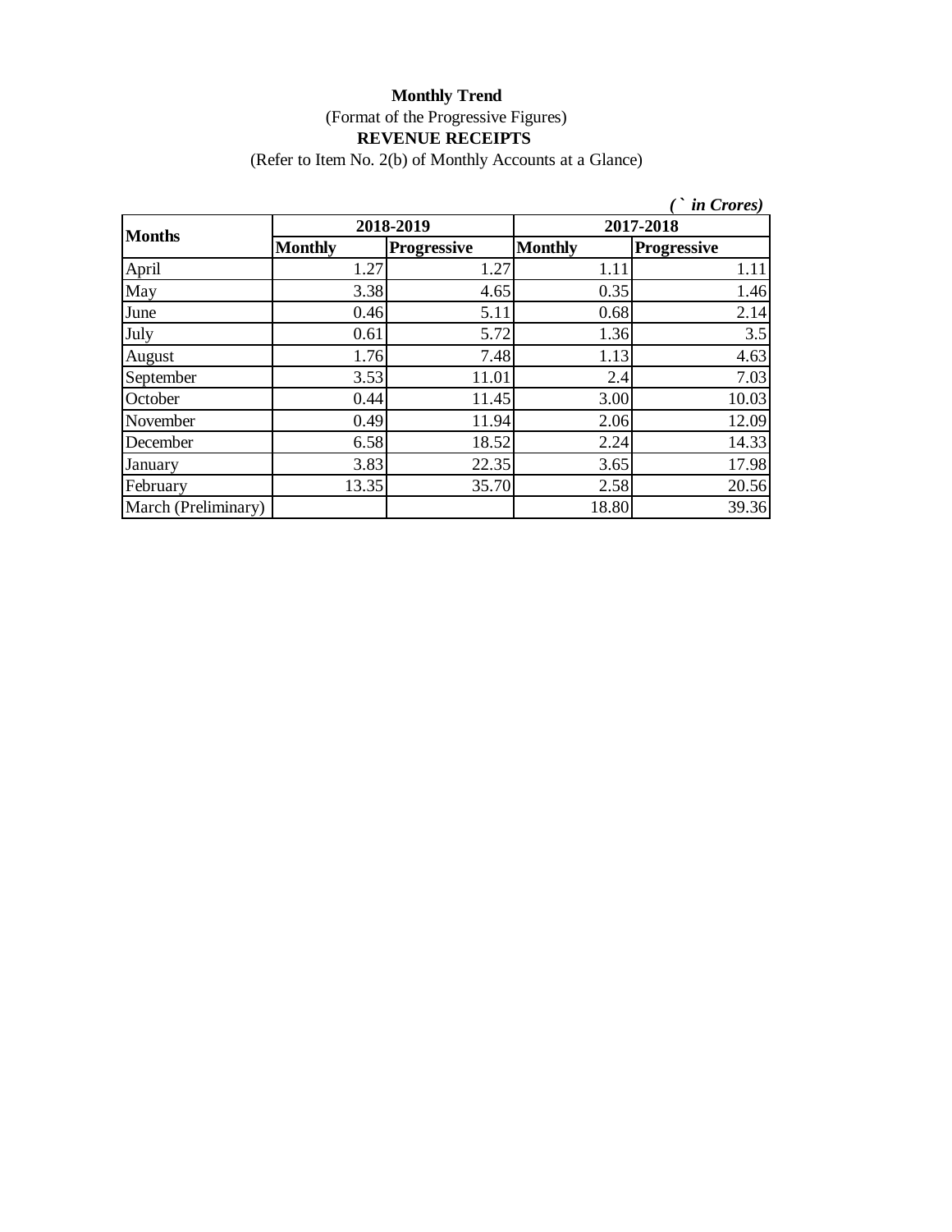**Monthly Trend**

(Format of the Progressive Figures)

**REVENUE RECEIPTS**

(Refer to Item No. 2(b) of Monthly Accounts at a Glance)

*(` in Crores)*

| Months | 2018-2019 | | 2017-2018 | |
|---|---|---|---|---|
| | **Monthly** | **Progressive** | **Monthly** | **Progressive** |
| April | 1.27 | 1.27 | 1.11 | 1.11 |
| May | 3.38 | 4.65 | 0.35 | 1.46 |
| June | 0.46 | 5.11 | 0.68 | 2.14 |
| July | 0.61 | 5.72 | 1.36 | 3.5 |
| August | 1.76 | 7.48 | 1.13 | 4.63 |
| September | 3.53 | 11.01 | 2.4 | 7.03 |
| October | 0.44 | 11.45 | 3.00 | 10.03 |
| November | 0.49 | 11.94 | 2.06 | 12.09 |
| December | 6.58 | 18.52 | 2.24 | 14.33 |
| January | 3.83 | 22.35 | 3.65 | 17.98 |
| February | 13.35 | 35.70 | 2.58 | 20.56 |
| March (Preliminary) | | | 18.80 | 39.36 |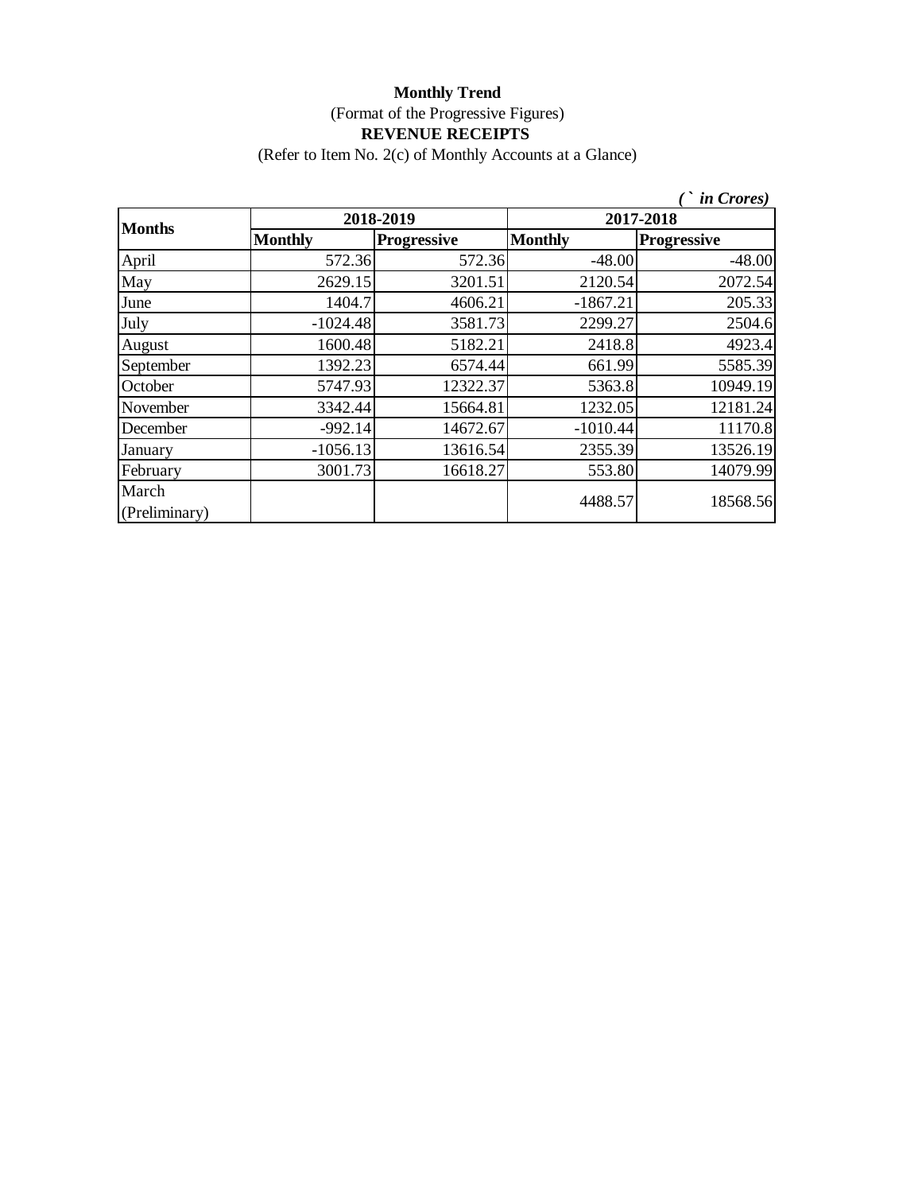**Monthly Trend**

(Format of the Progressive Figures)

**REVENUE RECEIPTS**

(Refer to Item No. 2(c) of Monthly Accounts at a Glance)

*( ` in Crores)*

| Months | 2018-2019 | | 2017-2018 | |
|---|---|---|---|---|
| | **Monthly** | **Progressive** | **Monthly** | **Progressive** |
| April | 572.36 | 572.36 | -48.00 | -48.00 |
| May | 2629.15 | 3201.51 | 2120.54 | 2072.54 |
| June | 1404.7 | 4606.21 | -1867.21 | 205.33 |
| July | -1024.48 | 3581.73 | 2299.27 | 2504.6 |
| August | 1600.48 | 5182.21 | 2418.8 | 4923.4 |
| September | 1392.23 | 6574.44 | 661.99 | 5585.39 |
| October | 5747.93 | 12322.37 | 5363.8 | 10949.19 |
| November | 3342.44 | 15664.81 | 1232.05 | 12181.24 |
| December | -992.14 | 14672.67 | -1010.44 | 11170.8 |
| January | -1056.13 | 13616.54 | 2355.39 | 13526.19 |
| February | 3001.73 | 16618.27 | 553.80 | 14079.99 |
| March (Preliminary) | | | 4488.57 | 18568.56 |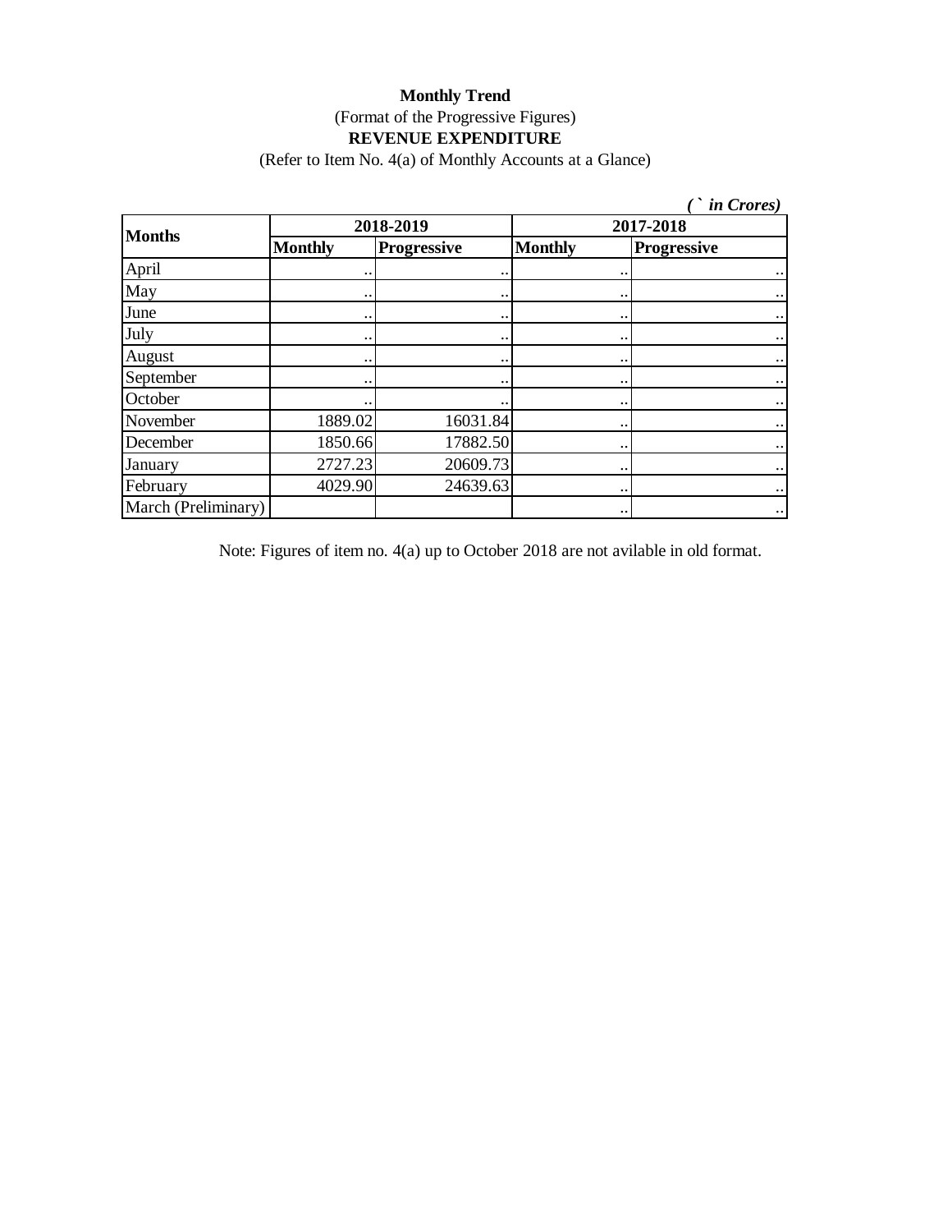**Monthly Trend**

(Format of the Progressive Figures)

**REVENUE EXPENDITURE**

(Refer to Item No. 4(a) of Monthly Accounts at a Glance)

*( ` in Crores)*

| Months | 2018-2019 | | 2017-2018 | |
|---|---|---|---|---|
| | **Monthly** | **Progressive** | **Monthly** | **Progressive** |
| April | .. | .. | .. | .. |
| May | .. | .. | .. | .. |
| June | .. | .. | .. | .. |
| July | .. | .. | .. | .. |
| August | .. | .. | .. | .. |
| September | .. | .. | .. | .. |
| October | .. | .. | .. | .. |
| November | 1889.02 | 16031.84 | .. | .. |
| December | 1850.66 | 17882.50 | .. | .. |
| January | 2727.23 | 20609.73 | .. | .. |
| February | 4029.90 | 24639.63 | .. | .. |
| March (Preliminary) | | | .. | .. |

Note: Figures of item no. 4(a) up to October 2018 are not avilable in old format.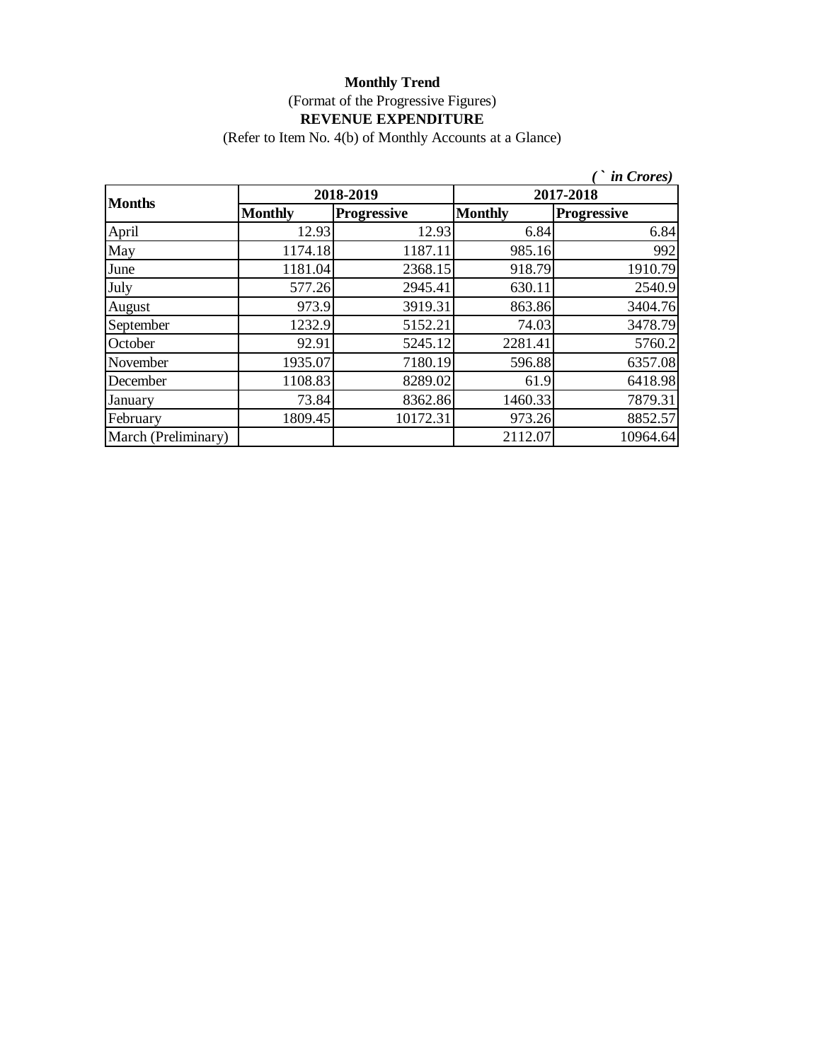**Monthly Trend**

(Format of the Progressive Figures)

**REVENUE EXPENDITURE**

(Refer to Item No. 4(b) of Monthly Accounts at a Glance)

*(` in Crores)*

| Months | 2018-2019 | | 2017-2018 | |
|---|---|---|---|---|
| | **Monthly** | **Progressive** | **Monthly** | **Progressive** |
| April | 12.93 | 12.93 | 6.84 | 6.84 |
| May | 1174.18 | 1187.11 | 985.16 | 992 |
| June | 1181.04 | 2368.15 | 918.79 | 1910.79 |
| July | 577.26 | 2945.41 | 630.11 | 2540.9 |
| August | 973.9 | 3919.31 | 863.86 | 3404.76 |
| September | 1232.9 | 5152.21 | 74.03 | 3478.79 |
| October | 92.91 | 5245.12 | 2281.41 | 5760.2 |
| November | 1935.07 | 7180.19 | 596.88 | 6357.08 |
| December | 1108.83 | 8289.02 | 61.9 | 6418.98 |
| January | 73.84 | 8362.86 | 1460.33 | 7879.31 |
| February | 1809.45 | 10172.31 | 973.26 | 8852.57 |
| March (Preliminary) | | | 2112.07 | 10964.64 |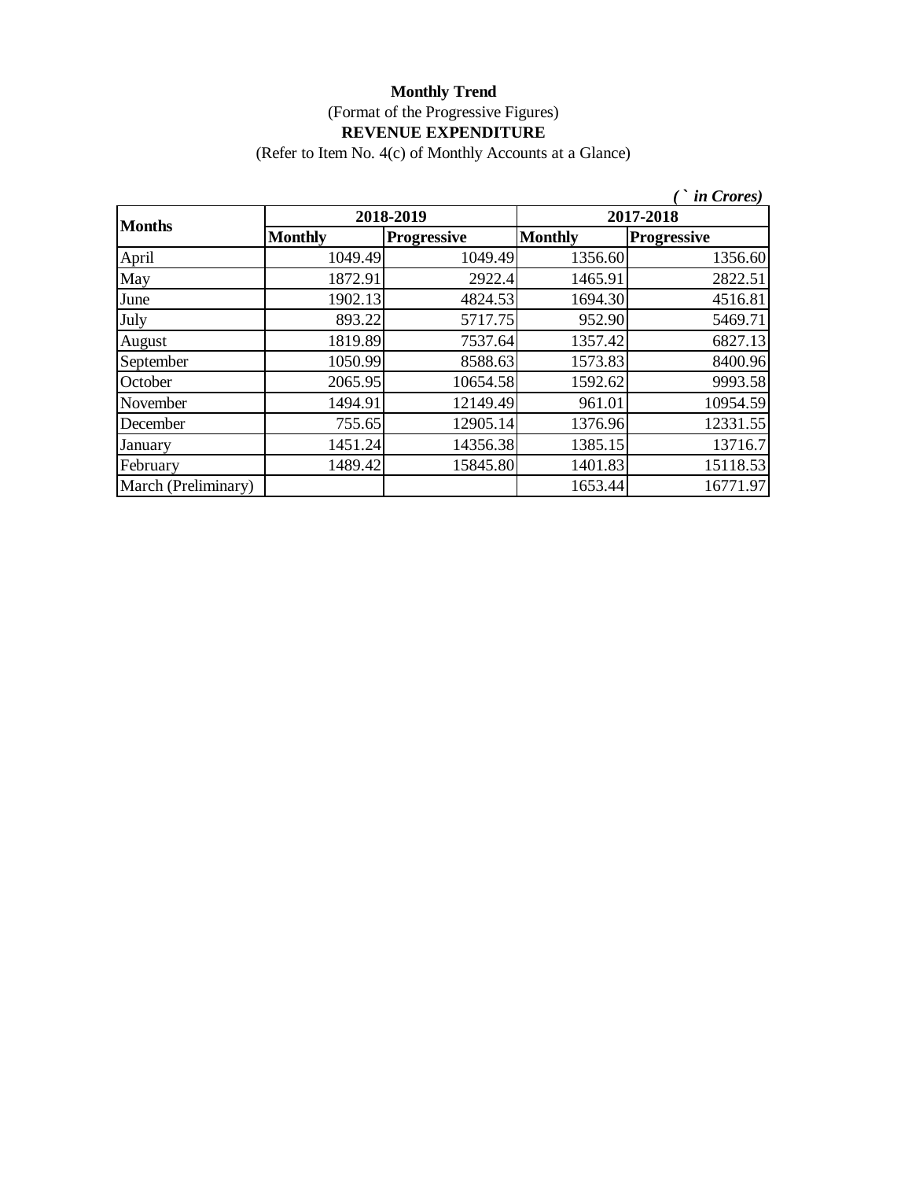**Monthly Trend**

(Format of the Progressive Figures)

**REVENUE EXPENDITURE**

(Refer to Item No. 4(c) of Monthly Accounts at a Glance)

*( ` in Crores)*

| Months | 2018-2019 | | 2017-2018 | |
|---|---|---|---|---|
| | Monthly | Progressive | Monthly | Progressive |
| April | 1049.49 | 1049.49 | 1356.60 | 1356.60 |
| May | 1872.91 | 2922.4 | 1465.91 | 2822.51 |
| June | 1902.13 | 4824.53 | 1694.30 | 4516.81 |
| July | 893.22 | 5717.75 | 952.90 | 5469.71 |
| August | 1819.89 | 7537.64 | 1357.42 | 6827.13 |
| September | 1050.99 | 8588.63 | 1573.83 | 8400.96 |
| October | 2065.95 | 10654.58 | 1592.62 | 9993.58 |
| November | 1494.91 | 12149.49 | 961.01 | 10954.59 |
| December | 755.65 | 12905.14 | 1376.96 | 12331.55 |
| January | 1451.24 | 14356.38 | 1385.15 | 13716.7 |
| February | 1489.42 | 15845.80 | 1401.83 | 15118.53 |
| March (Preliminary) | | | 1653.44 | 16771.97 |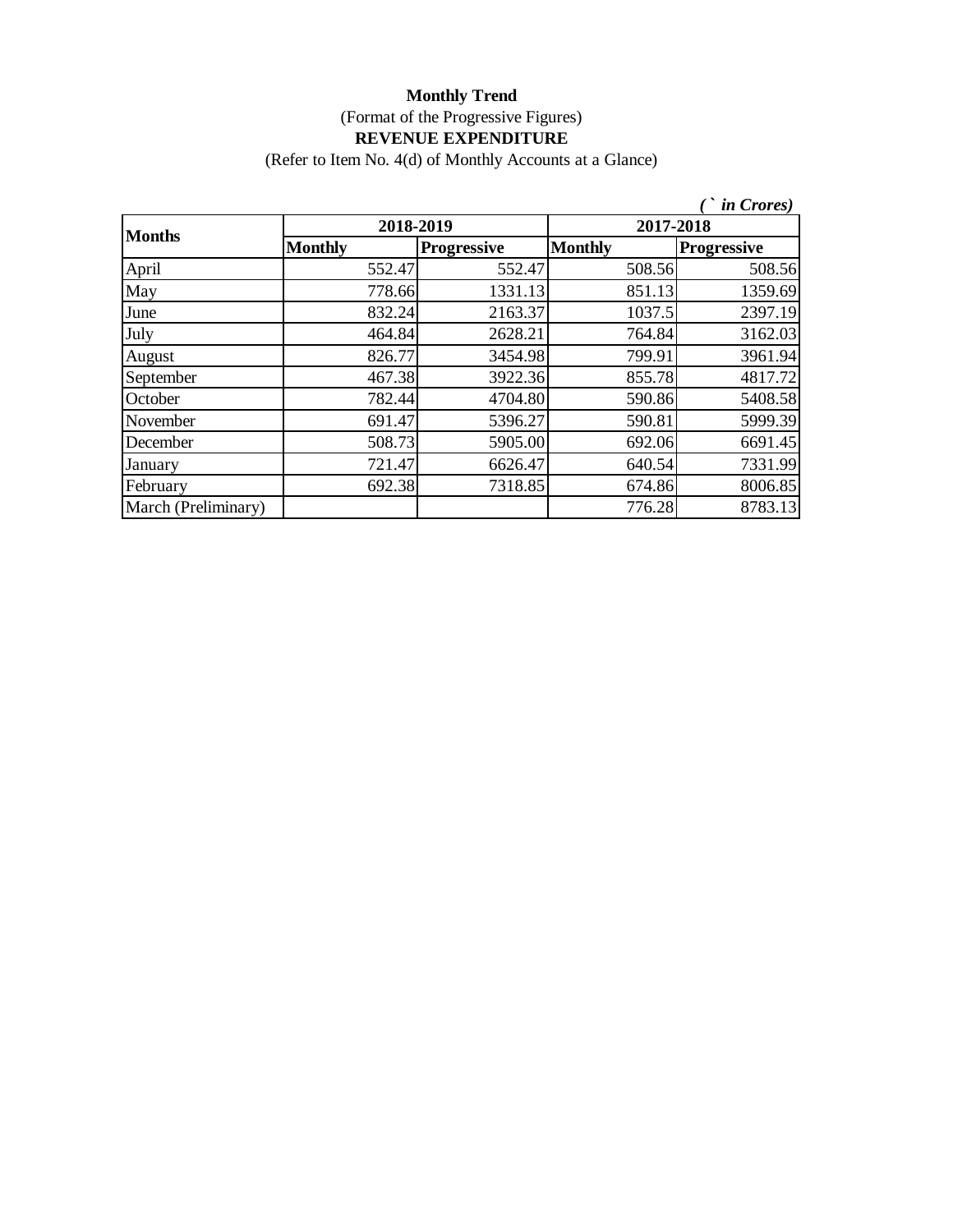**Monthly Trend**

(Format of the Progressive Figures)

**REVENUE EXPENDITURE**

(Refer to Item No. 4(d) of Monthly Accounts at a Glance)

*( ` in Crores)*

| **Months** | **2018-2019** | | **2017-2018** | |
|---|---|---|---|---|
| | **Monthly** | **Progressive** | **Monthly** | **Progressive** |
| April | 552.47 | 552.47 | 508.56 | 508.56 |
| May | 778.66 | 1331.13 | 851.13 | 1359.69 |
| June | 832.24 | 2163.37 | 1037.5 | 2397.19 |
| July | 464.84 | 2628.21 | 764.84 | 3162.03 |
| August | 826.77 | 3454.98 | 799.91 | 3961.94 |
| September | 467.38 | 3922.36 | 855.78 | 4817.72 |
| October | 782.44 | 4704.80 | 590.86 | 5408.58 |
| November | 691.47 | 5396.27 | 590.81 | 5999.39 |
| December | 508.73 | 5905.00 | 692.06 | 6691.45 |
| January | 721.47 | 6626.47 | 640.54 | 7331.99 |
| February | 692.38 | 7318.85 | 674.86 | 8006.85 |
| March (Preliminary) | | | 776.28 | 8783.13 |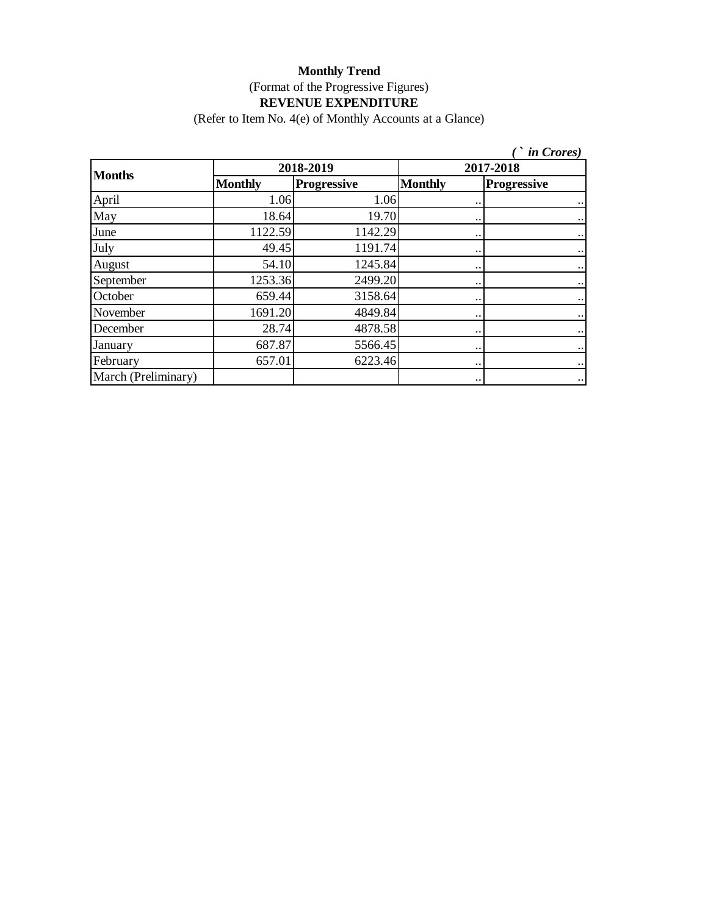**Monthly Trend**

(Format of the Progressive Figures)

**REVENUE EXPENDITURE**

(Refer to Item No. 4(e) of Monthly Accounts at a Glance)

*( ` in Crores)*

| Months | 2018-2019 | | 2017-2018 | |
|---|---|---|---|---|
| | Monthly | Progressive | Monthly | Progressive |
| April | 1.06 | 1.06 | .. | .. |
| May | 18.64 | 19.70 | .. | .. |
| June | 1122.59 | 1142.29 | .. | .. |
| July | 49.45 | 1191.74 | .. | .. |
| August | 54.10 | 1245.84 | .. | .. |
| September | 1253.36 | 2499.20 | .. | .. |
| October | 659.44 | 3158.64 | .. | .. |
| November | 1691.20 | 4849.84 | .. | .. |
| December | 28.74 | 4878.58 | .. | .. |
| January | 687.87 | 5566.45 | .. | .. |
| February | 657.01 | 6223.46 | .. | .. |
| March (Preliminary) | | | .. | .. |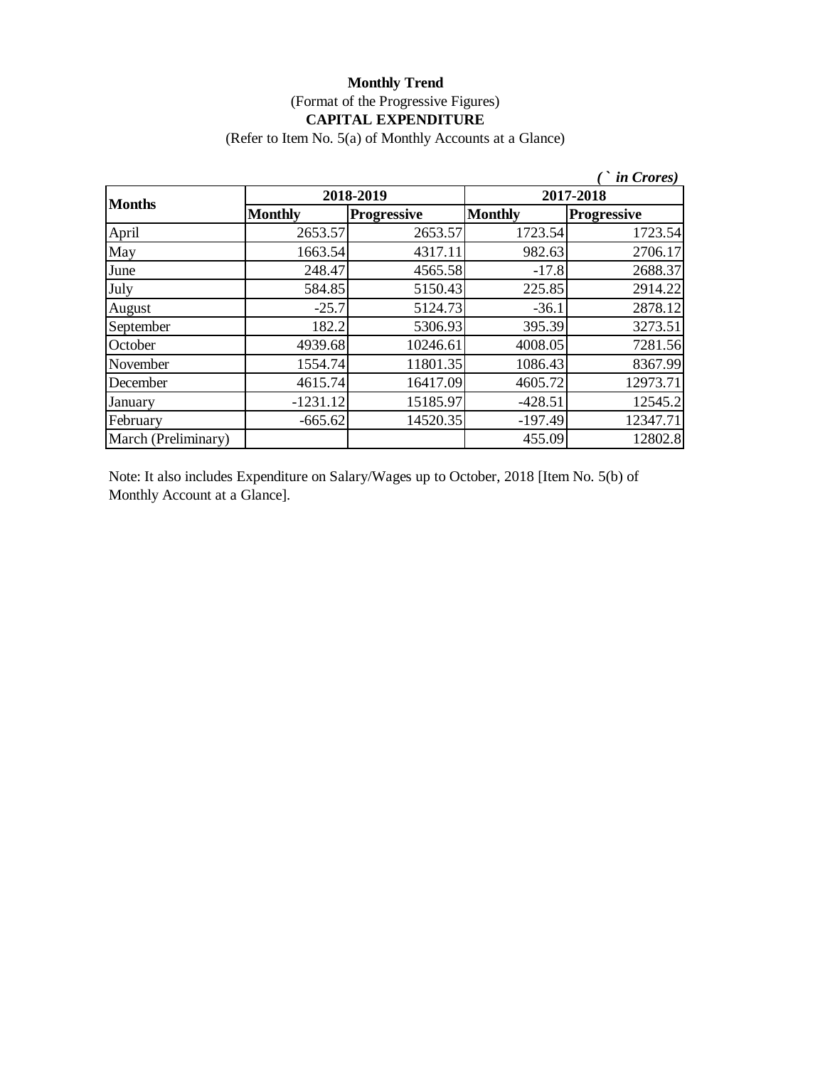**Monthly Trend**

(Format of the Progressive Figures)

**CAPITAL EXPENDITURE**

(Refer to Item No. 5(a) of Monthly Accounts at a Glance)

*(` in Crores)*

| Months | 2018-2019 | | 2017-2018 | |
|---|---|---|---|---|
| | **Monthly** | **Progressive** | **Monthly** | **Progressive** |
| April | 2653.57 | 2653.57 | 1723.54 | 1723.54 |
| May | 1663.54 | 4317.11 | 982.63 | 2706.17 |
| June | 248.47 | 4565.58 | -17.8 | 2688.37 |
| July | 584.85 | 5150.43 | 225.85 | 2914.22 |
| August | -25.7 | 5124.73 | -36.1 | 2878.12 |
| September | 182.2 | 5306.93 | 395.39 | 3273.51 |
| October | 4939.68 | 10246.61 | 4008.05 | 7281.56 |
| November | 1554.74 | 11801.35 | 1086.43 | 8367.99 |
| December | 4615.74 | 16417.09 | 4605.72 | 12973.71 |
| January | -1231.12 | 15185.97 | -428.51 | 12545.2 |
| February | -665.62 | 14520.35 | -197.49 | 12347.71 |
| March (Preliminary) | | | 455.09 | 12802.8 |

Note: It also includes Expenditure on Salary/Wages up to October, 2018 [Item No. 5(b) of Monthly Account at a Glance].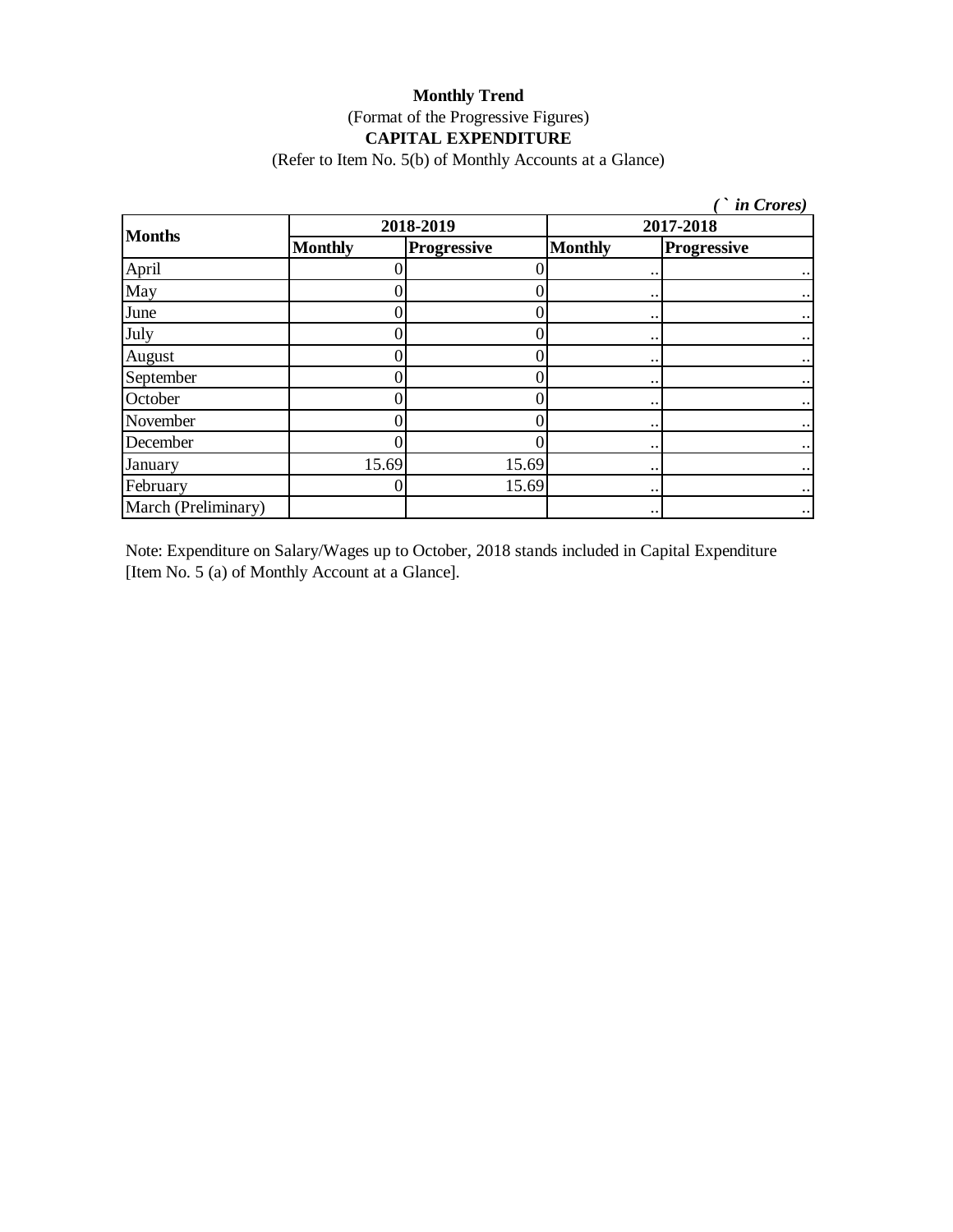**Monthly Trend**

(Format of the Progressive Figures)

**CAPITAL EXPENDITURE**

(Refer to Item No. 5(b) of Monthly Accounts at a Glance)

*( ` in Crores)*

| Months | 2018-2019 | | 2017-2018 | |
|---|---|---|---|---|
| | Monthly | Progressive | Monthly | Progressive |
| April | 0 | 0 | .. | .. |
| May | 0 | 0 | .. | .. |
| June | 0 | 0 | .. | .. |
| July | 0 | 0 | .. | .. |
| August | 0 | 0 | .. | .. |
| September | 0 | 0 | .. | .. |
| October | 0 | 0 | .. | .. |
| November | 0 | 0 | .. | .. |
| December | 0 | 0 | .. | .. |
| January | 15.69 | 15.69 | .. | .. |
| February | 0 | 15.69 | .. | .. |
| March (Preliminary) | | | .. | .. |

Note: Expenditure on Salary/Wages up to October, 2018 stands included in Capital Expenditure [Item No. 5 (a) of Monthly Account at a Glance].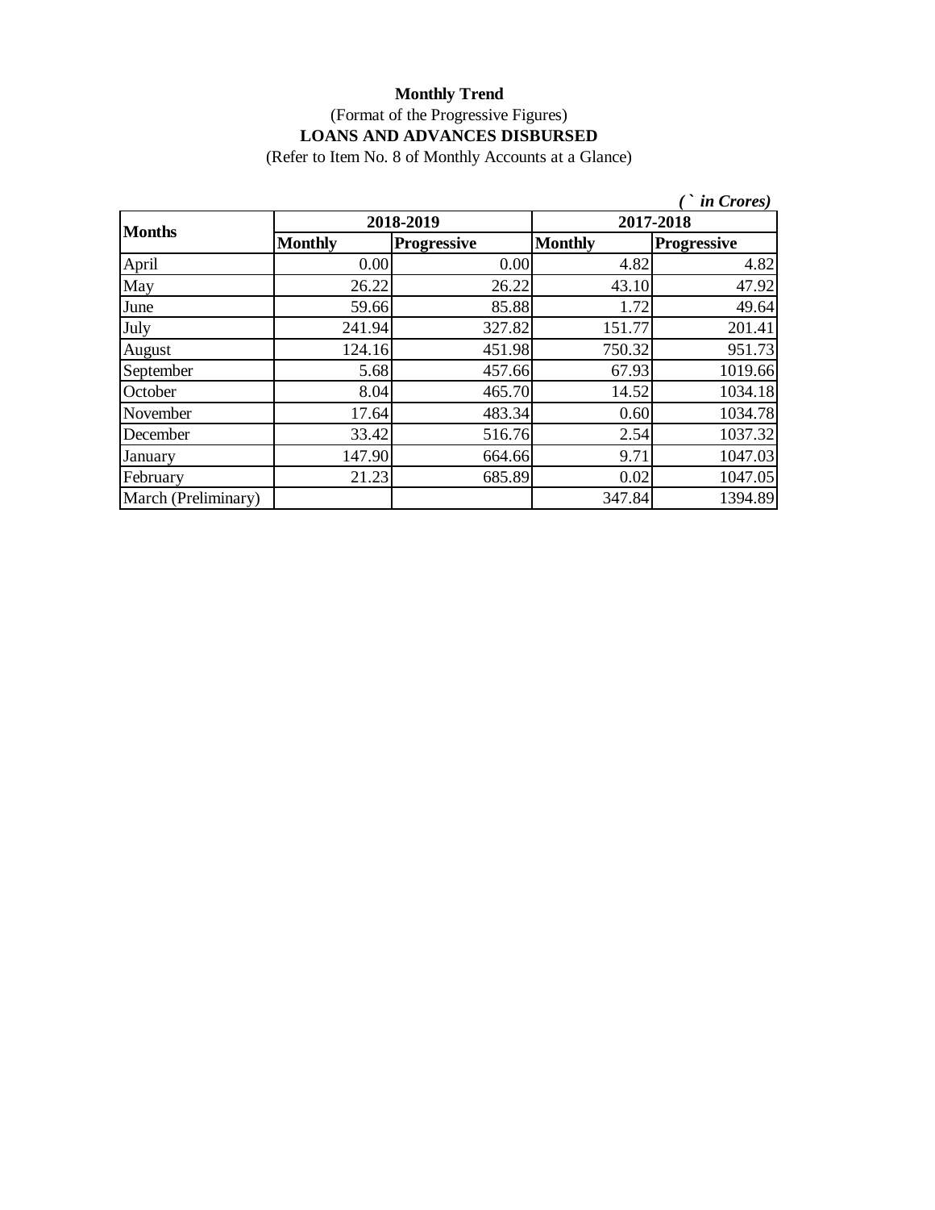**Monthly Trend**

(Format of the Progressive Figures)

**LOANS AND ADVANCES DISBURSED**

(Refer to Item No. 8 of Monthly Accounts at a Glance)

*(` in Crores)*

| Months | 2018-2019 | | 2017-2018 | |
|---|---|---|---|---|
| | Monthly | Progressive | Monthly | Progressive |
| April | 0.00 | 0.00 | 4.82 | 4.82 |
| May | 26.22 | 26.22 | 43.10 | 47.92 |
| June | 59.66 | 85.88 | 1.72 | 49.64 |
| July | 241.94 | 327.82 | 151.77 | 201.41 |
| August | 124.16 | 451.98 | 750.32 | 951.73 |
| September | 5.68 | 457.66 | 67.93 | 1019.66 |
| October | 8.04 | 465.70 | 14.52 | 1034.18 |
| November | 17.64 | 483.34 | 0.60 | 1034.78 |
| December | 33.42 | 516.76 | 2.54 | 1037.32 |
| January | 147.90 | 664.66 | 9.71 | 1047.03 |
| February | 21.23 | 685.89 | 0.02 | 1047.05 |
| March (Preliminary) | | | 347.84 | 1394.89 |